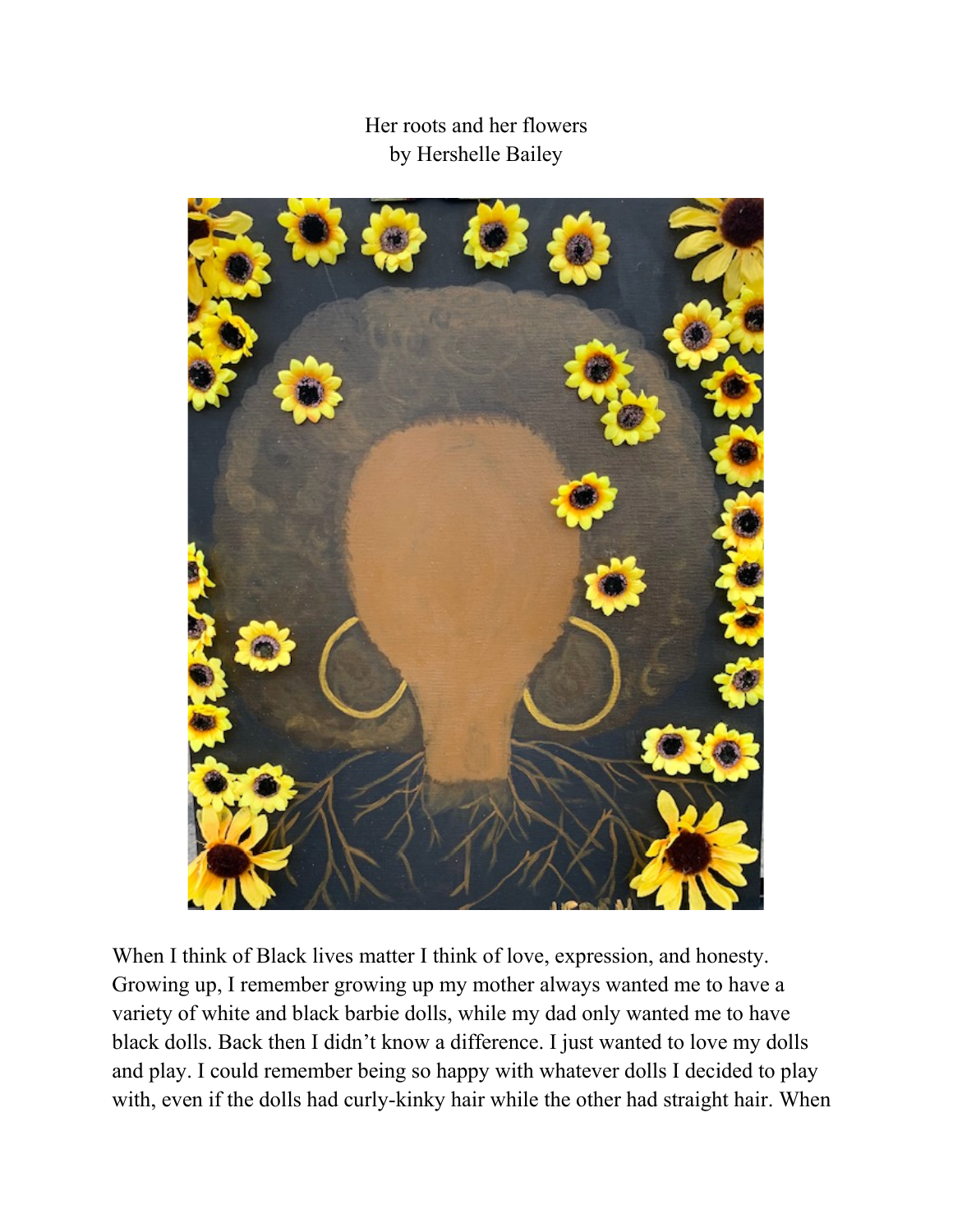Her roots and her flowers
by Hershelle Bailey

When I think of Black lives matter I think of love, expression, and honesty. Growing up, I remember growing up my mother always wanted me to have a variety of white and black barbie dolls, while my dad only wanted me to have black dolls. Back then I didn't know a difference. I just wanted to love my dolls and play. I could remember being so happy with whatever dolls I decided to play with, even if the dolls had curly-kinky hair while the other had straight hair. When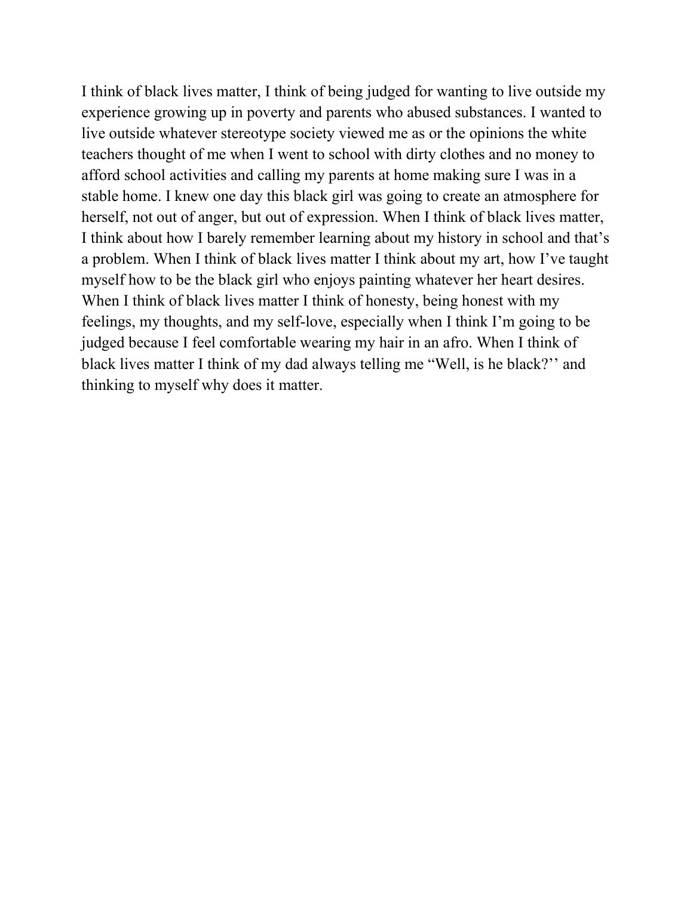I think of black lives matter, I think of being judged for wanting to live outside my experience growing up in poverty and parents who abused substances. I wanted to live outside whatever stereotype society viewed me as or the opinions the white teachers thought of me when I went to school with dirty clothes and no money to afford school activities and calling my parents at home making sure I was in a stable home. I knew one day this black girl was going to create an atmosphere for herself, not out of anger, but out of expression. When I think of black lives matter, I think about how I barely remember learning about my history in school and that's a problem. When I think of black lives matter I think about my art, how I've taught myself how to be the black girl who enjoys painting whatever her heart desires. When I think of black lives matter I think of honesty, being honest with my feelings, my thoughts, and my self-love, especially when I think I'm going to be judged because I feel comfortable wearing my hair in an afro. When I think of black lives matter I think of my dad always telling me "Well, is he black?'' and thinking to myself why does it matter.